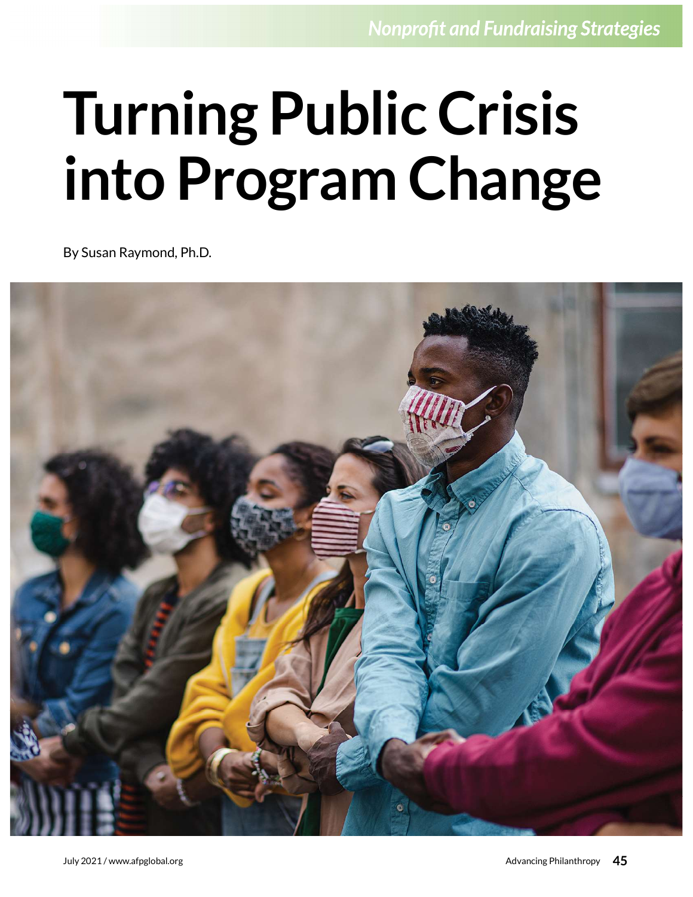# Turning Public Crisis into Program Change

By Susan Raymond, Ph.D.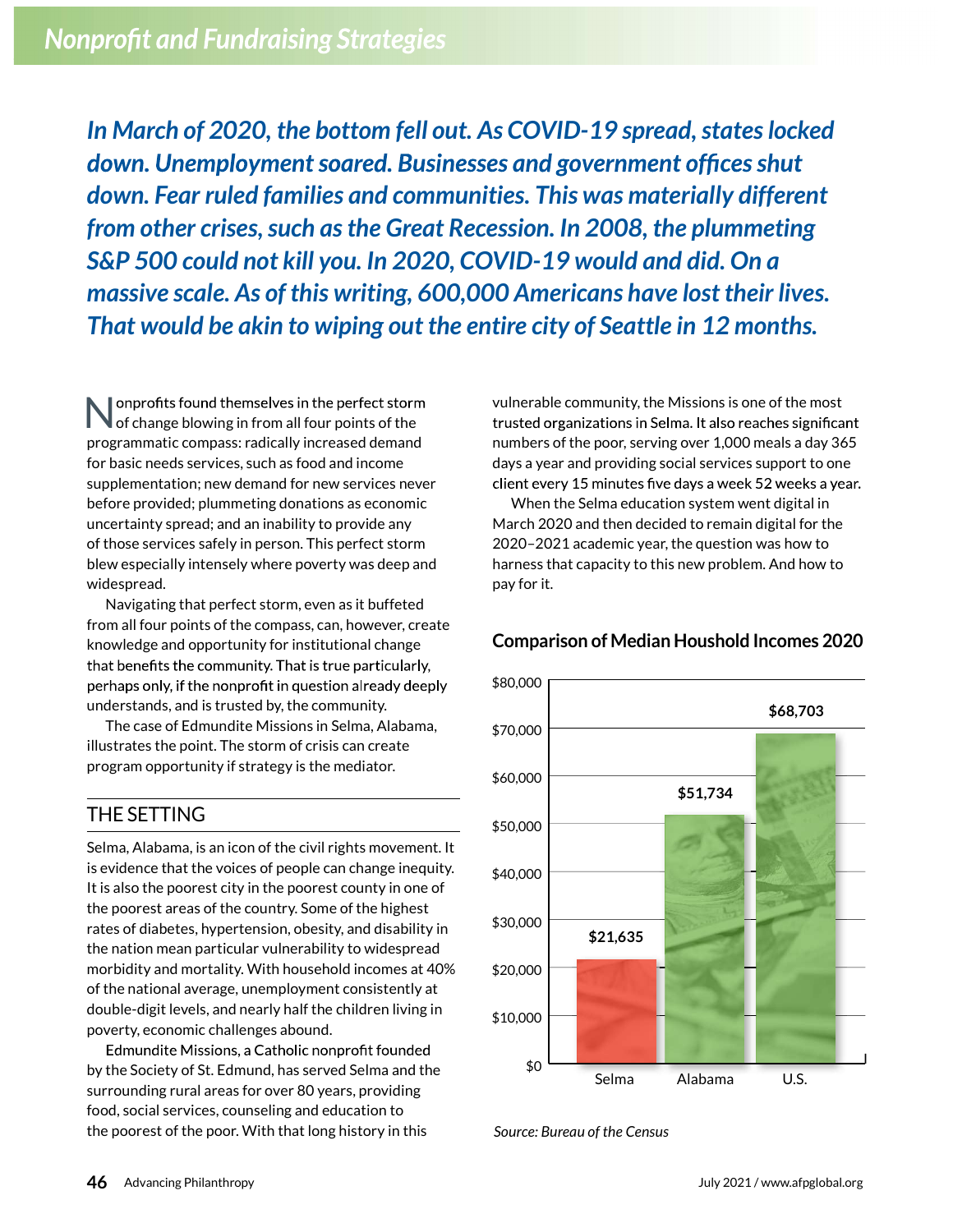*In March of 2020, the bottom fell out. As COVID-19 spread, states locked down. Unemployment soared. Businesses and government offices shut down. Fear ruled families and communities. This was materially different from other crises, such as the Great Recession. In 2008, the plummeting S&P 500 could not kill you. In 2020, COVID-19 would and did. On a massive scale. As of this writing, 600,000 Americans have lost their lives. That would be akin to wiping out the entire city of Seattle in 12 months.*

Nonprofits found themselves in the perfect storm of change blowing in from all four points of the programmatic compass: radically increased demand for basic needs services, such as food and income supplementation; new demand for new services never before provided; plummeting donations as economic uncertainty spread; and an inability to provide any of those services safely in person. This perfect storm blew especially intensely where poverty was deep and widespread.

Navigating that perfect storm, even as it buffeted from all four points of the compass, can, however, create knowledge and opportunity for institutional change that benefits the community. That is true particularly, perhaps only, if the nonprofit in question already deeply understands, and is trusted by, the community.

The case of Edmundite Missions in Selma, Alabama, illustrates the point. The storm of crisis can create program opportunity if strategy is the mediator.

## THE SETTING

Selma, Alabama, is an icon of the civil rights movement. It is evidence that the voices of people can change inequity. It is also the poorest city in the poorest county in one of the poorest areas of the country. Some of the highest rates of diabetes, hypertension, obesity, and disability in the nation mean particular vulnerability to widespread morbidity and mortality. With household incomes at 40% of the national average, unemployment consistently at double-digit levels, and nearly half the children living in poverty, economic challenges abound.

Edmundite Missions, a Catholic nonprofit founded by the Society of St. Edmund, has served Selma and the surrounding rural areas for over 80 years, providing food, social services, counseling and education to the poorest of the poor. With that long history in this vulnerable community, the Missions is one of the most trusted organizations in Selma. It also reaches significant numbers of the poor, serving over 1,000 meals a day 365 days a year and providing social services support to one client every 15 minutes five days a week 52 weeks a year.

When the Selma education system went digital in March 2020 and then decided to remain digital for the 2020–2021 academic year, the question was how to harness that capacity to this new problem. And how to pay for it.

**Comparison of Median Houshold Incomes 2020**

| | Median Household Income |
|---|---|
| Selma | $21,635 |
| Alabama | $51,734 |
| U.S. | $68,703 |

*Source: Bureau of the Census*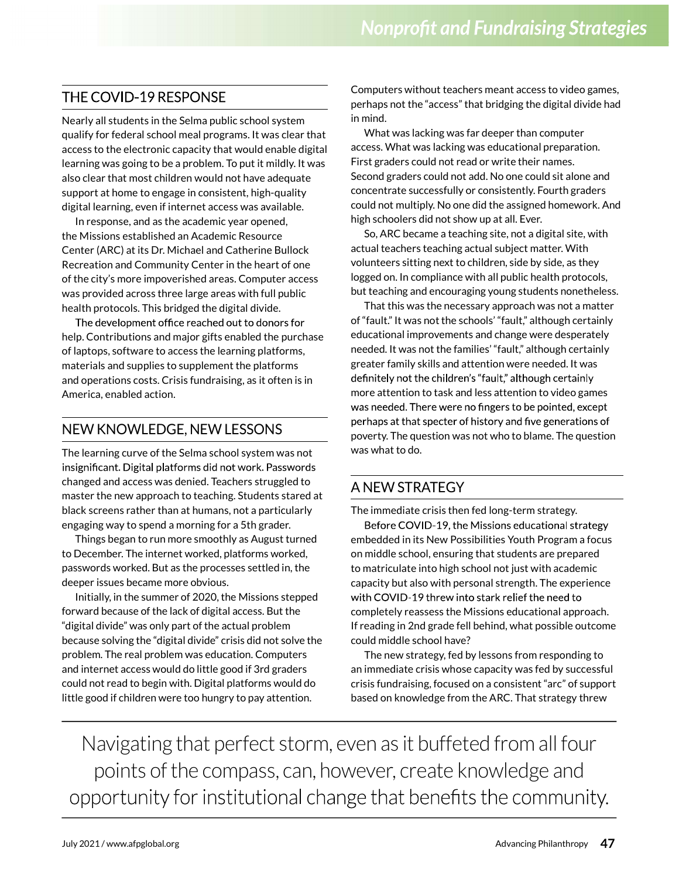## THE COVID-19 RESPONSE

Nearly all students in the Selma public school system qualify for federal school meal programs. It was clear that access to the electronic capacity that would enable digital learning was going to be a problem. To put it mildly. It was also clear that most children would not have adequate support at home to engage in consistent, high-quality digital learning, even if internet access was available.

In response, and as the academic year opened, the Missions established an Academic Resource Center (ARC) at its Dr. Michael and Catherine Bullock Recreation and Community Center in the heart of one of the city's more impoverished areas. Computer access was provided across three large areas with full public health protocols. This bridged the digital divide.

The development office reached out to donors for help. Contributions and major gifts enabled the purchase of laptops, software to access the learning platforms, materials and supplies to supplement the platforms and operations costs. Crisis fundraising, as it often is in America, enabled action.

## NEW KNOWLEDGE, NEW LESSONS

The learning curve of the Selma school system was not insignificant. Digital platforms did not work. Passwords changed and access was denied. Teachers struggled to master the new approach to teaching. Students stared at black screens rather than at humans, not a particularly engaging way to spend a morning for a 5th grader.

Things began to run more smoothly as August turned to December. The internet worked, platforms worked, passwords worked. But as the processes settled in, the deeper issues became more obvious.

Initially, in the summer of 2020, the Missions stepped forward because of the lack of digital access. But the "digital divide" was only part of the actual problem because solving the "digital divide" crisis did not solve the problem. The real problem was education. Computers and internet access would do little good if 3rd graders could not read to begin with. Digital platforms would do little good if children were too hungry to pay attention. Computers without teachers meant access to video games, perhaps not the "access" that bridging the digital divide had in mind.

What was lacking was far deeper than computer access. What was lacking was educational preparation. First graders could not read or write their names. Second graders could not add. No one could sit alone and concentrate successfully or consistently. Fourth graders could not multiply. No one did the assigned homework. And high schoolers did not show up at all. Ever.

So, ARC became a teaching site, not a digital site, with actual teachers teaching actual subject matter. With volunteers sitting next to children, side by side, as they logged on. In compliance with all public health protocols, but teaching and encouraging young students nonetheless.

That this was the necessary approach was not a matter of "fault." It was not the schools' "fault," although certainly educational improvements and change were desperately needed. It was not the families' "fault," although certainly greater family skills and attention were needed. It was definitely not the children's "fault," although certainly more attention to task and less attention to video games was needed. There were no fingers to be pointed, except perhaps at that specter of history and five generations of poverty. The question was not who to blame. The question was what to do.

## A NEW STRATEGY

The immediate crisis then fed long-term strategy.

Before COVID-19, the Missions educational strategy embedded in its New Possibilities Youth Program a focus on middle school, ensuring that students are prepared to matriculate into high school not just with academic capacity but also with personal strength. The experience with COVID-19 threw into stark relief the need to completely reassess the Missions educational approach. If reading in 2nd grade fell behind, what possible outcome could middle school have?

The new strategy, fed by lessons from responding to an immediate crisis whose capacity was fed by successful crisis fundraising, focused on a consistent "arc" of support based on knowledge from the ARC. That strategy threw

> Navigating that perfect storm, even as it buffeted from all four points of the compass, can, however, create knowledge and opportunity for institutional change that benefits the community.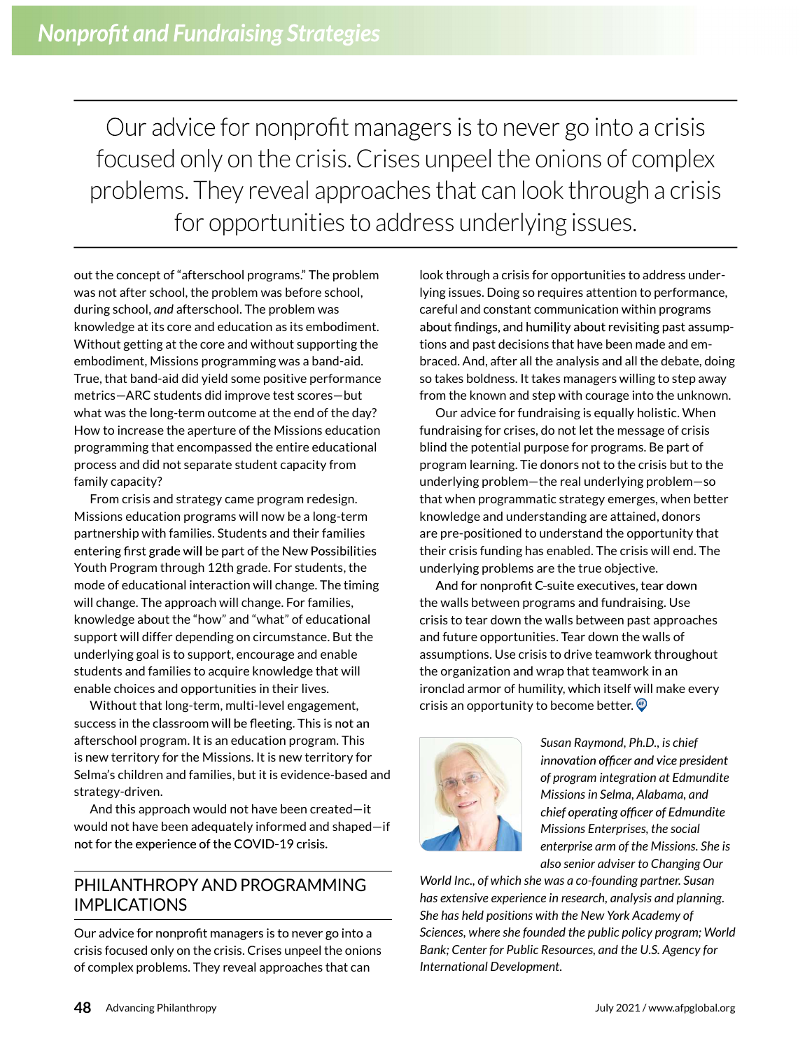> Our advice for nonprofit managers is to never go into a crisis focused only on the crisis. Crises unpeel the onions of complex problems. They reveal approaches that can look through a crisis for opportunities to address underlying issues.

out the concept of "afterschool programs." The problem was not after school, the problem was before school, during school, *and* afterschool. The problem was knowledge at its core and education as its embodiment. Without getting at the core and without supporting the embodiment, Missions programming was a band-aid. True, that band-aid did yield some positive performance metrics—ARC students did improve test scores—but what was the long-term outcome at the end of the day? How to increase the aperture of the Missions education programming that encompassed the entire educational process and did not separate student capacity from family capacity?

From crisis and strategy came program redesign. Missions education programs will now be a long-term partnership with families. Students and their families entering first grade will be part of the New Possibilities Youth Program through 12th grade. For students, the mode of educational interaction will change. The timing will change. The approach will change. For families, knowledge about the "how" and "what" of educational support will differ depending on circumstance. But the underlying goal is to support, encourage and enable students and families to acquire knowledge that will enable choices and opportunities in their lives.

Without that long-term, multi-level engagement, success in the classroom will be fleeting. This is not an afterschool program. It is an education program. This is new territory for the Missions. It is new territory for Selma's children and families, but it is evidence-based and strategy-driven.

And this approach would not have been created—it would not have been adequately informed and shaped—if not for the experience of the COVID-19 crisis.

## PHILANTHROPY AND PROGRAMMING IMPLICATIONS

Our advice for nonprofit managers is to never go into a crisis focused only on the crisis. Crises unpeel the onions of complex problems. They reveal approaches that can look through a crisis for opportunities to address underlying issues. Doing so requires attention to performance, careful and constant communication within programs about findings, and humility about revisiting past assumptions and past decisions that have been made and embraced. And, after all the analysis and all the debate, doing so takes boldness. It takes managers willing to step away from the known and step with courage into the unknown.

Our advice for fundraising is equally holistic. When fundraising for crises, do not let the message of crisis blind the potential purpose for programs. Be part of program learning. Tie donors not to the crisis but to the underlying problem—the real underlying problem—so that when programmatic strategy emerges, when better knowledge and understanding are attained, donors are pre-positioned to understand the opportunity that their crisis funding has enabled. The crisis will end. The underlying problems are the true objective.

And for nonprofit C-suite executives, tear down the walls between programs and fundraising. Use crisis to tear down the walls between past approaches and future opportunities. Tear down the walls of assumptions. Use crisis to drive teamwork throughout the organization and wrap that teamwork in an ironclad armor of humility, which itself will make every crisis an opportunity to become better.

*Susan Raymond, Ph.D., is chief innovation officer and vice president of program integration at Edmundite Missions in Selma, Alabama, and chief operating officer of Edmundite Missions Enterprises, the social enterprise arm of the Missions. She is also senior adviser to Changing Our World Inc., of which she was a co-founding partner. Susan has extensive experience in research, analysis and planning. She has held positions with the New York Academy of Sciences, where she founded the public policy program; World Bank; Center for Public Resources, and the U.S. Agency for International Development.*